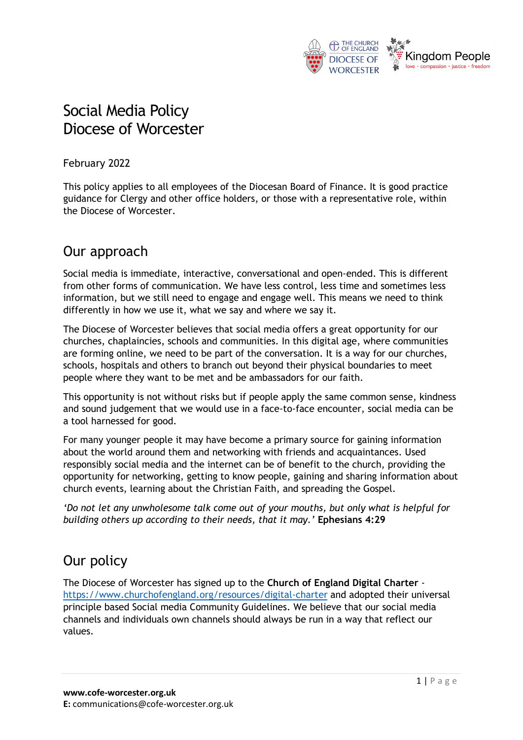# Social Media Policy
# Diocese of Worcester

February 2022

This policy applies to all employees of the Diocesan Board of Finance. It is good practice guidance for Clergy and other office holders, or those with a representative role, within the Diocese of Worcester.

## Our approach

Social media is immediate, interactive, conversational and open-ended. This is different from other forms of communication. We have less control, less time and sometimes less information, but we still need to engage and engage well. This means we need to think differently in how we use it, what we say and where we say it.

The Diocese of Worcester believes that social media offers a great opportunity for our churches, chaplaincies, schools and communities. In this digital age, where communities are forming online, we need to be part of the conversation. It is a way for our churches, schools, hospitals and others to branch out beyond their physical boundaries to meet people where they want to be met and be ambassadors for our faith.

This opportunity is not without risks but if people apply the same common sense, kindness and sound judgement that we would use in a face-to-face encounter, social media can be a tool harnessed for good.

For many younger people it may have become a primary source for gaining information about the world around them and networking with friends and acquaintances. Used responsibly social media and the internet can be of benefit to the church, providing the opportunity for networking, getting to know people, gaining and sharing information about church events, learning about the Christian Faith, and spreading the Gospel.

*'Do not let any unwholesome talk come out of your mouths, but only what is helpful for building others up according to their needs, that it may.'* **Ephesians 4:29**

## Our policy

The Diocese of Worcester has signed up to the **Church of England Digital Charter** - https://www.churchofengland.org/resources/digital-charter and adopted their universal principle based Social media Community Guidelines. We believe that our social media channels and individuals own channels should always be run in a way that reflect our values.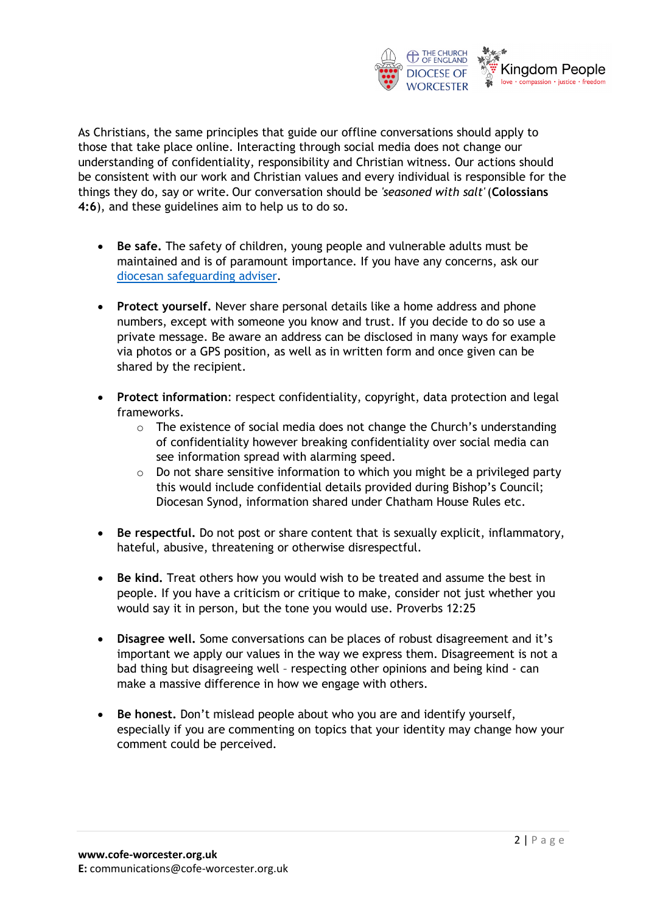As Christians, the same principles that guide our offline conversations should apply to those that take place online. Interacting through social media does not change our understanding of confidentiality, responsibility and Christian witness. Our actions should be consistent with our work and Christian values and every individual is responsible for the things they do, say or write. Our conversation should be *'seasoned with salt'* (**Colossians 4:6**), and these guidelines aim to help us to do so.

- **Be safe.** The safety of children, young people and vulnerable adults must be maintained and is of paramount importance. If you have any concerns, ask our diocesan safeguarding adviser.

- **Protect yourself.** Never share personal details like a home address and phone numbers, except with someone you know and trust. If you decide to do so use a private message. Be aware an address can be disclosed in many ways for example via photos or a GPS position, as well as in written form and once given can be shared by the recipient.

- **Protect information**: respect confidentiality, copyright, data protection and legal frameworks.
  - The existence of social media does not change the Church's understanding of confidentiality however breaking confidentiality over social media can see information spread with alarming speed.
  - Do not share sensitive information to which you might be a privileged party this would include confidential details provided during Bishop's Council; Diocesan Synod, information shared under Chatham House Rules etc.

- **Be respectful.** Do not post or share content that is sexually explicit, inflammatory, hateful, abusive, threatening or otherwise disrespectful.

- **Be kind.** Treat others how you would wish to be treated and assume the best in people. If you have a criticism or critique to make, consider not just whether you would say it in person, but the tone you would use. Proverbs 12:25

- **Disagree well.** Some conversations can be places of robust disagreement and it's important we apply our values in the way we express them. Disagreement is not a bad thing but disagreeing well – respecting other opinions and being kind - can make a massive difference in how we engage with others.

- **Be honest.** Don't mislead people about who you are and identify yourself, especially if you are commenting on topics that your identity may change how your comment could be perceived.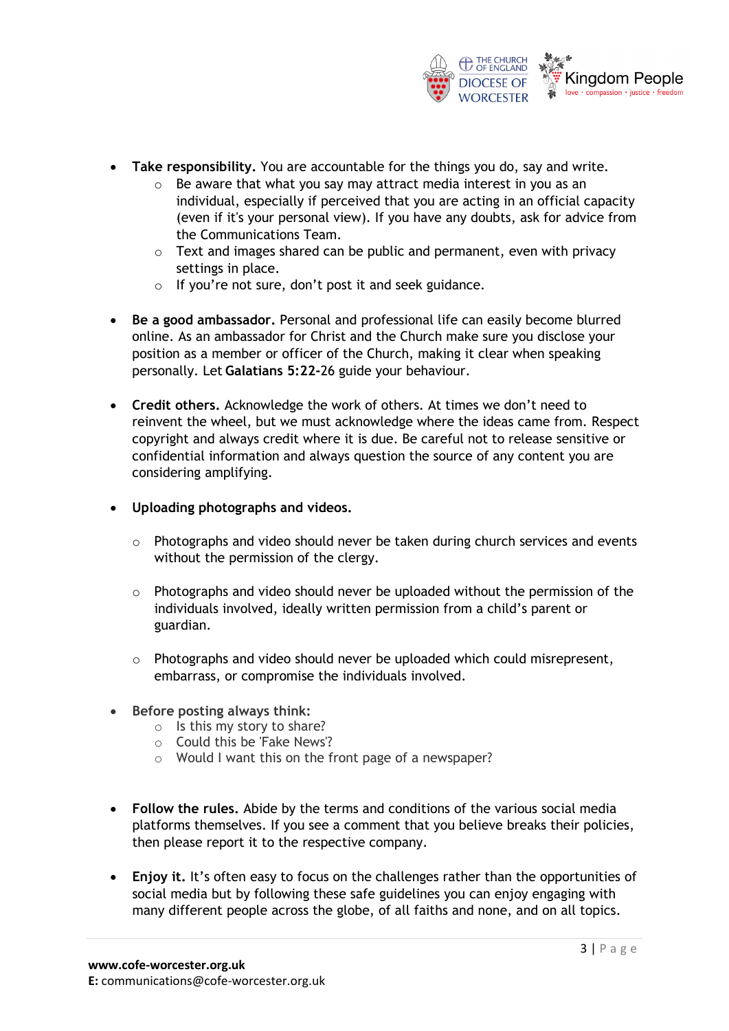- **Take responsibility.** You are accountable for the things you do, say and write.
    - Be aware that what you say may attract media interest in you as an individual, especially if perceived that you are acting in an official capacity (even if it's your personal view). If you have any doubts, ask for advice from the Communications Team.
    - Text and images shared can be public and permanent, even with privacy settings in place.
    - If you're not sure, don't post it and seek guidance.

- **Be a good ambassador.** Personal and professional life can easily become blurred online. As an ambassador for Christ and the Church make sure you disclose your position as a member or officer of the Church, making it clear when speaking personally. Let **Galatians 5:22-26** guide your behaviour.

- **Credit others.** Acknowledge the work of others. At times we don't need to reinvent the wheel, but we must acknowledge where the ideas came from. Respect copyright and always credit where it is due. Be careful not to release sensitive or confidential information and always question the source of any content you are considering amplifying.

- **Uploading photographs and videos.**

    - Photographs and video should never be taken during church services and events without the permission of the clergy.

    - Photographs and video should never be uploaded without the permission of the individuals involved, ideally written permission from a child's parent or guardian.

    - Photographs and video should never be uploaded which could misrepresent, embarrass, or compromise the individuals involved.

- **Before posting always think:**
    - Is this my story to share?
    - Could this be 'Fake News'?
    - Would I want this on the front page of a newspaper?

- **Follow the rules.** Abide by the terms and conditions of the various social media platforms themselves. If you see a comment that you believe breaks their policies, then please report it to the respective company.

- **Enjoy it.** It's often easy to focus on the challenges rather than the opportunities of social media but by following these safe guidelines you can enjoy engaging with many different people across the globe, of all faiths and none, and on all topics.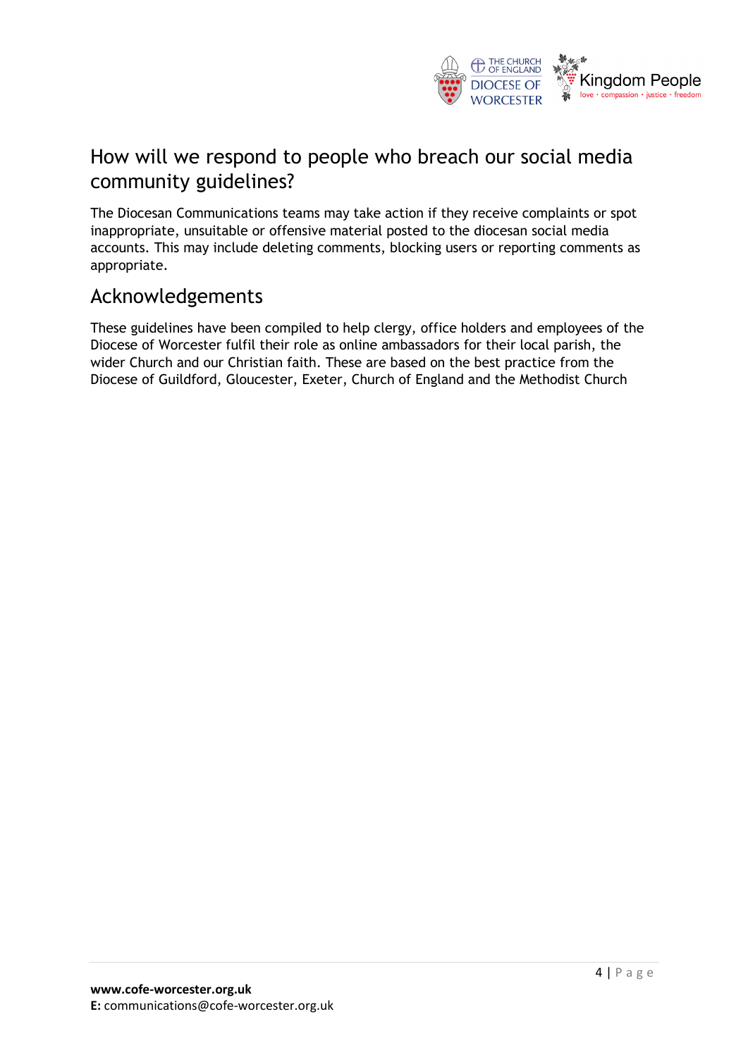## How will we respond to people who breach our social media community guidelines?

The Diocesan Communications teams may take action if they receive complaints or spot inappropriate, unsuitable or offensive material posted to the diocesan social media accounts. This may include deleting comments, blocking users or reporting comments as appropriate.

## Acknowledgements

These guidelines have been compiled to help clergy, office holders and employees of the Diocese of Worcester fulfil their role as online ambassadors for their local parish, the wider Church and our Christian faith. These are based on the best practice from the Diocese of Guildford, Gloucester, Exeter, Church of England and the Methodist Church